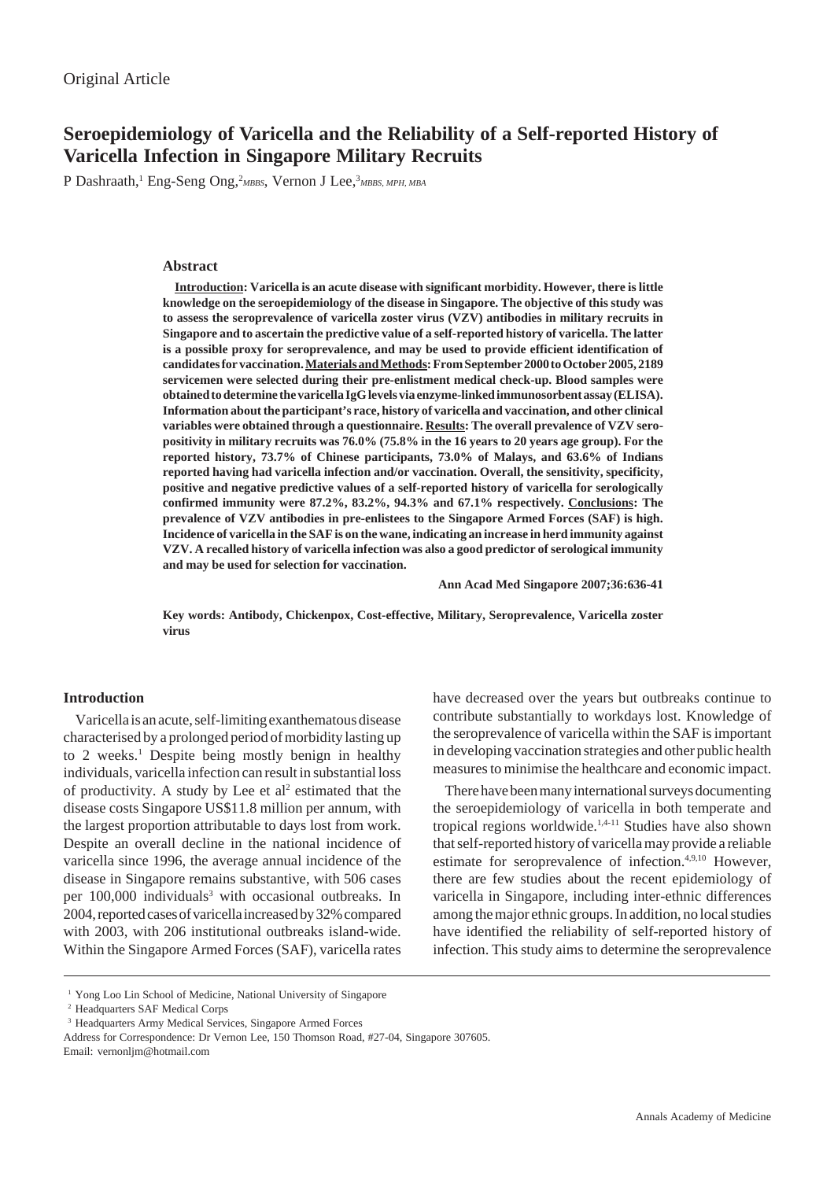Original Article

# Seroepidemiology of Varicella and the Reliability of a Self-reported History of Varicella Infection in Singapore Military Recruits

P Dashraath,[1] Eng-Seng Ong,[2] *MBBS*, Vernon J Lee,[3] *MBBS, MPH, MBA*

## Abstract

**Introduction: Varicella is an acute disease with significant morbidity. However, there is little knowledge on the seroepidemiology of the disease in Singapore. The objective of this study was to assess the seroprevalence of varicella zoster virus (VZV) antibodies in military recruits in Singapore and to ascertain the predictive value of a self-reported history of varicella. The latter is a possible proxy for seroprevalence, and may be used to provide efficient identification of candidates for vaccination. Materials and Methods: From September 2000 to October 2005, 2189 servicemen were selected during their pre-enlistment medical check-up. Blood samples were obtained to determine the varicella IgG levels via enzyme-linked immunosorbent assay (ELISA). Information about the participant's race, history of varicella and vaccination, and other clinical variables were obtained through a questionnaire. Results: The overall prevalence of VZV sero-positivity in military recruits was 76.0% (75.8% in the 16 years to 20 years age group). For the reported history, 73.7% of Chinese participants, 73.0% of Malays, and 63.6% of Indians reported having had varicella infection and/or vaccination. Overall, the sensitivity, specificity, positive and negative predictive values of a self-reported history of varicella for serologically confirmed immunity were 87.2%, 83.2%, 94.3% and 67.1% respectively. Conclusions: The prevalence of VZV antibodies in pre-enlistees to the Singapore Armed Forces (SAF) is high. Incidence of varicella in the SAF is on the wane, indicating an increase in herd immunity against VZV. A recalled history of varicella infection was also a good predictor of serological immunity and may be used for selection for vaccination.**

**Ann Acad Med Singapore 2007;36:636-41**

**Key words: Antibody, Chickenpox, Cost-effective, Military, Seroprevalence, Varicella zoster virus**

## Introduction

Varicella is an acute, self-limiting exanthematous disease characterised by a prolonged period of morbidity lasting up to 2 weeks.[1] Despite being mostly benign in healthy individuals, varicella infection can result in substantial loss of productivity. A study by Lee et al[2] estimated that the disease costs Singapore US$11.8 million per annum, with the largest proportion attributable to days lost from work. Despite an overall decline in the national incidence of varicella since 1996, the average annual incidence of the disease in Singapore remains substantive, with 506 cases per 100,000 individuals[3] with occasional outbreaks. In 2004, reported cases of varicella increased by 32% compared with 2003, with 206 institutional outbreaks island-wide. Within the Singapore Armed Forces (SAF), varicella rates have decreased over the years but outbreaks continue to contribute substantially to workdays lost. Knowledge of the seroprevalence of varicella within the SAF is important in developing vaccination strategies and other public health measures to minimise the healthcare and economic impact.

There have been many international surveys documenting the seroepidemiology of varicella in both temperate and tropical regions worldwide.[1,4-11] Studies have also shown that self-reported history of varicella may provide a reliable estimate for seroprevalence of infection.[4,9,10] However, there are few studies about the recent epidemiology of varicella in Singapore, including inter-ethnic differences among the major ethnic groups. In addition, no local studies have identified the reliability of self-reported history of infection. This study aims to determine the seroprevalence

[1] Yong Loo Lin School of Medicine, National University of Singapore

[2] Headquarters SAF Medical Corps

[3] Headquarters Army Medical Services, Singapore Armed Forces

Address for Correspondence: Dr Vernon Lee, 150 Thomson Road, #27-04, Singapore 307605.

Email: vernonljm@hotmail.com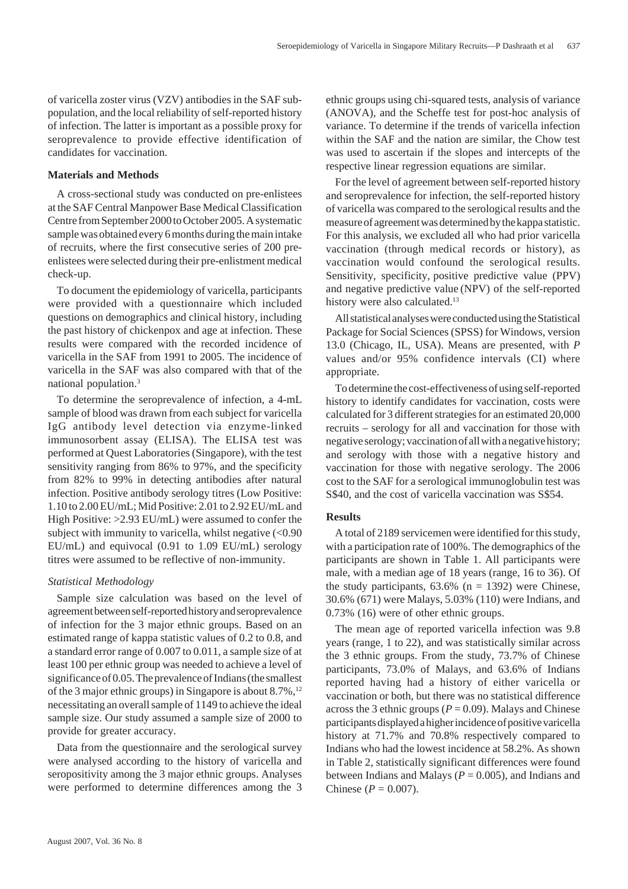of varicella zoster virus (VZV) antibodies in the SAF sub-population, and the local reliability of self-reported history of infection. The latter is important as a possible proxy for seroprevalence to provide effective identification of candidates for vaccination.

## Materials and Methods

A cross-sectional study was conducted on pre-enlistees at the SAF Central Manpower Base Medical Classification Centre from September 2000 to October 2005. A systematic sample was obtained every 6 months during the main intake of recruits, where the first consecutive series of 200 pre-enlistees were selected during their pre-enlistment medical check-up.

To document the epidemiology of varicella, participants were provided with a questionnaire which included questions on demographics and clinical history, including the past history of chickenpox and age at infection. These results were compared with the recorded incidence of varicella in the SAF from 1991 to 2005. The incidence of varicella in the SAF was also compared with that of the national population.[3]

To determine the seroprevalence of infection, a 4-mL sample of blood was drawn from each subject for varicella IgG antibody level detection via enzyme-linked immunosorbent assay (ELISA). The ELISA test was performed at Quest Laboratories (Singapore), with the test sensitivity ranging from 86% to 97%, and the specificity from 82% to 99% in detecting antibodies after natural infection. Positive antibody serology titres (Low Positive: 1.10 to 2.00 EU/mL; Mid Positive: 2.01 to 2.92 EU/mL and High Positive: >2.93 EU/mL) were assumed to confer the subject with immunity to varicella, whilst negative (<0.90 EU/mL) and equivocal (0.91 to 1.09 EU/mL) serology titres were assumed to be reflective of non-immunity.

### *Statistical Methodology*

Sample size calculation was based on the level of agreement between self-reported history and seroprevalence of infection for the 3 major ethnic groups. Based on an estimated range of kappa statistic values of 0.2 to 0.8, and a standard error range of 0.007 to 0.011, a sample size of at least 100 per ethnic group was needed to achieve a level of significance of 0.05. The prevalence of Indians (the smallest of the 3 major ethnic groups) in Singapore is about 8.7%,[12] necessitating an overall sample of 1149 to achieve the ideal sample size. Our study assumed a sample size of 2000 to provide for greater accuracy.

Data from the questionnaire and the serological survey were analysed according to the history of varicella and seropositivity among the 3 major ethnic groups. Analyses were performed to determine differences among the 3 ethnic groups using chi-squared tests, analysis of variance (ANOVA), and the Scheffe test for post-hoc analysis of variance. To determine if the trends of varicella infection within the SAF and the nation are similar, the Chow test was used to ascertain if the slopes and intercepts of the respective linear regression equations are similar.

For the level of agreement between self-reported history and seroprevalence for infection, the self-reported history of varicella was compared to the serological results and the measure of agreement was determined by the kappa statistic. For this analysis, we excluded all who had prior varicella vaccination (through medical records or history), as vaccination would confound the serological results. Sensitivity, specificity, positive predictive value (PPV) and negative predictive value (NPV) of the self-reported history were also calculated.[13]

All statistical analyses were conducted using the Statistical Package for Social Sciences (SPSS) for Windows, version 13.0 (Chicago, IL, USA). Means are presented, with *P* values and/or 95% confidence intervals (CI) where appropriate.

To determine the cost-effectiveness of using self-reported history to identify candidates for vaccination, costs were calculated for 3 different strategies for an estimated 20,000 recruits – serology for all and vaccination for those with negative serology; vaccination of all with a negative history; and serology with those with a negative history and vaccination for those with negative serology. The 2006 cost to the SAF for a serological immunoglobulin test was S$40, and the cost of varicella vaccination was S$54.

## Results

A total of 2189 servicemen were identified for this study, with a participation rate of 100%. The demographics of the participants are shown in Table 1. All participants were male, with a median age of 18 years (range, 16 to 36). Of the study participants, 63.6% (n = 1392) were Chinese, 30.6% (671) were Malays, 5.03% (110) were Indians, and 0.73% (16) were of other ethnic groups.

The mean age of reported varicella infection was 9.8 years (range, 1 to 22), and was statistically similar across the 3 ethnic groups. From the study, 73.7% of Chinese participants, 73.0% of Malays, and 63.6% of Indians reported having had a history of either varicella or vaccination or both, but there was no statistical difference across the 3 ethnic groups ($P = 0.09$). Malays and Chinese participants displayed a higher incidence of positive varicella history at 71.7% and 70.8% respectively compared to Indians who had the lowest incidence at 58.2%. As shown in Table 2, statistically significant differences were found between Indians and Malays ($P = 0.005$), and Indians and Chinese ($P = 0.007$).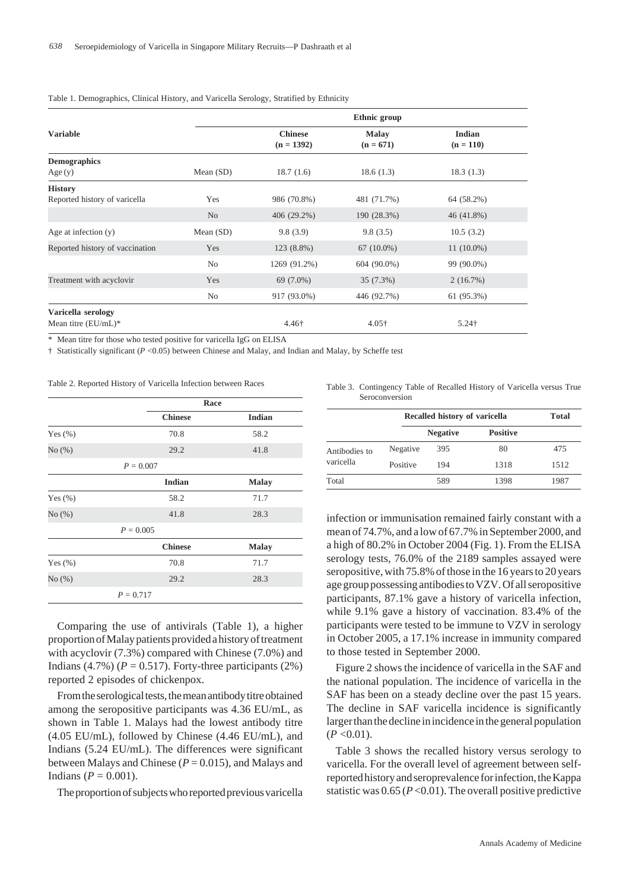Table 1. Demographics, Clinical History, and Varicella Serology, Stratified by Ethnicity

| Variable | | Ethnic group | | |
|---|---|---|---|---|
| | | Chinese (n = 1392) | Malay (n = 671) | Indian (n = 110) |
| **Demographics** | | | | |
| Age (y) | Mean (SD) | 18.7 (1.6) | 18.6 (1.3) | 18.3 (1.3) |
| **History** | | | | |
| Reported history of varicella | Yes | 986 (70.8%) | 481 (71.7%) | 64 (58.2%) |
| | No | 406 (29.2%) | 190 (28.3%) | 46 (41.8%) |
| Age at infection (y) | Mean (SD) | 9.8 (3.9) | 9.8 (3.5) | 10.5 (3.2) |
| Reported history of vaccination | Yes | 123 (8.8%) | 67 (10.0%) | 11 (10.0%) |
| | No | 1269 (91.2%) | 604 (90.0%) | 99 (90.0%) |
| Treatment with acyclovir | Yes | 69 (7.0%) | 35 (7.3%) | 2 (16.7%) |
| | No | 917 (93.0%) | 446 (92.7%) | 61 (95.3%) |
| **Varicella serology** | | | | |
| Mean titre (EU/mL)* | | 4.46† | 4.05† | 5.24† |

\* Mean titre for those who tested positive for varicella IgG on ELISA

† Statistically significant ($P$ <0.05) between Chinese and Malay, and Indian and Malay, by Scheffe test

Table 2. Reported History of Varicella Infection between Races

| | Race | |
|---|---|---|
| | **Chinese** | **Indian** |
| Yes (%) | 70.8 | 58.2 |
| No (%) | 29.2 | 41.8 |
| $P$ = 0.007 | | |
| | **Indian** | **Malay** |
| Yes (%) | 58.2 | 71.7 |
| No (%) | 41.8 | 28.3 |
| $P$ = 0.005 | | |
| | **Chinese** | **Malay** |
| Yes (%) | 70.8 | 71.7 |
| No (%) | 29.2 | 28.3 |
| $P$ = 0.717 | | |

Comparing the use of antivirals (Table 1), a higher proportion of Malay patients provided a history of treatment with acyclovir (7.3%) compared with Chinese (7.0%) and Indians (4.7%) ($P$ = 0.517). Forty-three participants (2%) reported 2 episodes of chickenpox.

From the serological tests, the mean antibody titre obtained among the seropositive participants was 4.36 EU/mL, as shown in Table 1. Malays had the lowest antibody titre (4.05 EU/mL), followed by Chinese (4.46 EU/mL), and Indians (5.24 EU/mL). The differences were significant between Malays and Chinese ($P$ = 0.015), and Malays and Indians ($P$ = 0.001).

The proportion of subjects who reported previous varicella infection or immunisation remained fairly constant with a mean of 74.7%, and a low of 67.7% in September 2000, and a high of 80.2% in October 2004 (Fig. 1). From the ELISA serology tests, 76.0% of the 2189 samples assayed were seropositive, with 75.8% of those in the 16 years to 20 years age group possessing antibodies to VZV. Of all seropositive participants, 87.1% gave a history of varicella infection, while 9.1% gave a history of vaccination. 83.4% of the participants were tested to be immune to VZV in serology in October 2005, a 17.1% increase in immunity compared to those tested in September 2000.

Table 3. Contingency Table of Recalled History of Varicella versus True Seroconversion

| | | Recalled history of varicella | | Total |
|---|---|---|---|---|
| | | **Negative** | **Positive** | |
| Antibodies to varicella | Negative | 395 | 80 | 475 |
| | Positive | 194 | 1318 | 1512 |
| Total | | 589 | 1398 | 1987 |

Figure 2 shows the incidence of varicella in the SAF and the national population. The incidence of varicella in the SAF has been on a steady decline over the past 15 years. The decline in SAF varicella incidence is significantly larger than the decline in incidence in the general population ($P$ <0.01).

Table 3 shows the recalled history versus serology to varicella. For the overall level of agreement between self-reported history and seroprevalence for infection, the Kappa statistic was 0.65 ($P$ <0.01). The overall positive predictive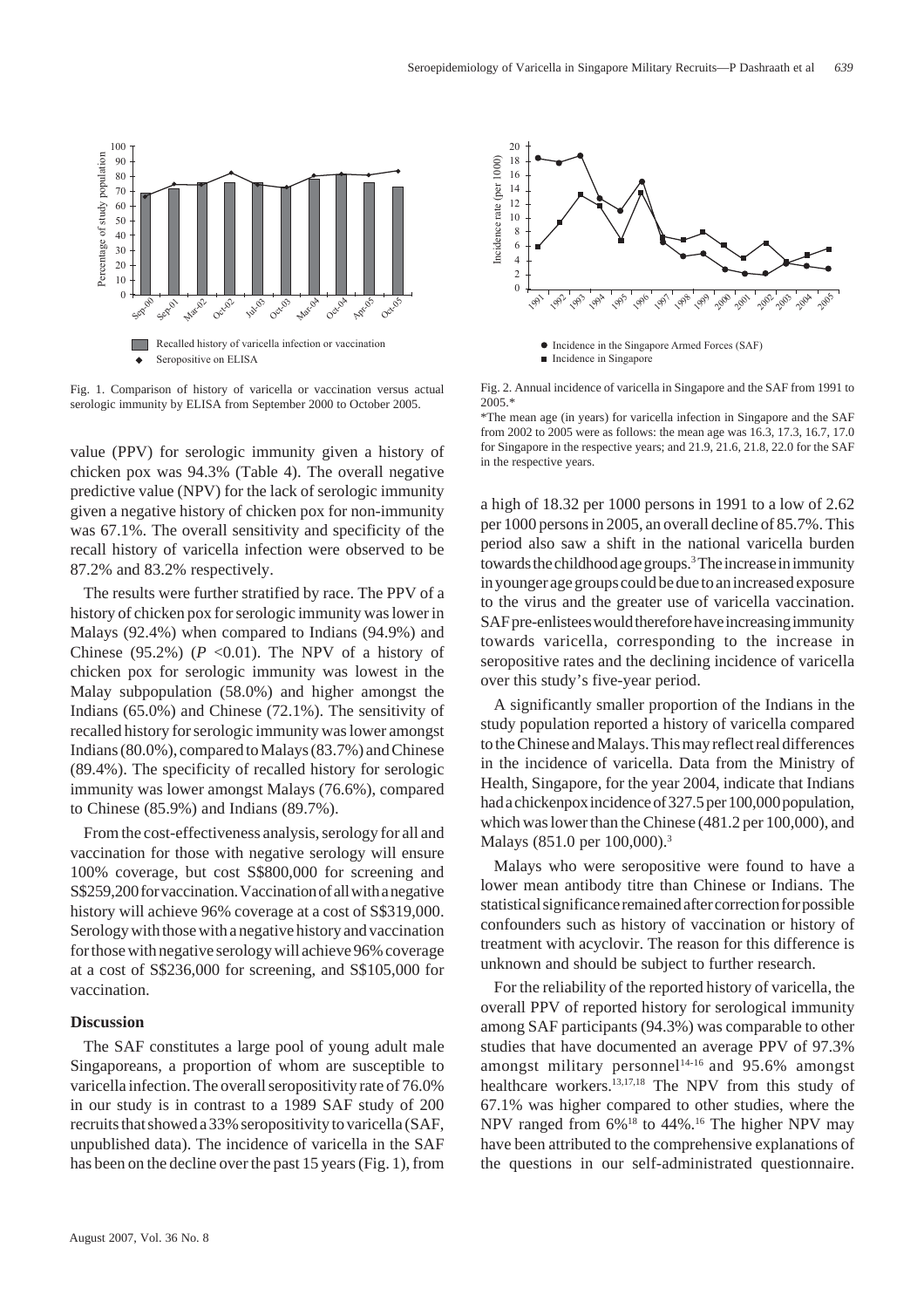Fig. 1. Comparison of history of varicella or vaccination versus actual serologic immunity by ELISA from September 2000 to October 2005.

Fig. 2. Annual incidence of varicella in Singapore and the SAF from 1991 to 2005.*

*The mean age (in years) for varicella infection in Singapore and the SAF from 2002 to 2005 were as follows: the mean age was 16.3, 17.3, 16.7, 17.0 for Singapore in the respective years; and 21.9, 21.6, 21.8, 22.0 for the SAF in the respective years.

value (PPV) for serologic immunity given a history of chicken pox was 94.3% (Table 4). The overall negative predictive value (NPV) for the lack of serologic immunity given a negative history of chicken pox for non-immunity was 67.1%. The overall sensitivity and specificity of the recall history of varicella infection were observed to be 87.2% and 83.2% respectively.

The results were further stratified by race. The PPV of a history of chicken pox for serologic immunity was lower in Malays (92.4%) when compared to Indians (94.9%) and Chinese (95.2%) ($P$ <0.01). The NPV of a history of chicken pox for serologic immunity was lowest in the Malay subpopulation (58.0%) and higher amongst the Indians (65.0%) and Chinese (72.1%). The sensitivity of recalled history for serologic immunity was lower amongst Indians (80.0%), compared to Malays (83.7%) and Chinese (89.4%). The specificity of recalled history for serologic immunity was lower amongst Malays (76.6%), compared to Chinese (85.9%) and Indians (89.7%).

From the cost-effectiveness analysis, serology for all and vaccination for those with negative serology will ensure 100% coverage, but cost S$800,000 for screening and S$259,200 for vaccination. Vaccination of all with a negative history will achieve 96% coverage at a cost of S$319,000. Serology with those with a negative history and vaccination for those with negative serology will achieve 96% coverage at a cost of S$236,000 for screening, and S$105,000 for vaccination.

## Discussion

The SAF constitutes a large pool of young adult male Singaporeans, a proportion of whom are susceptible to varicella infection. The overall seropositivity rate of 76.0% in our study is in contrast to a 1989 SAF study of 200 recruits that showed a 33% seropositivity to varicella (SAF, unpublished data). The incidence of varicella in the SAF has been on the decline over the past 15 years (Fig. 1), from a high of 18.32 per 1000 persons in 1991 to a low of 2.62 per 1000 persons in 2005, an overall decline of 85.7%. This period also saw a shift in the national varicella burden towards the childhood age groups.[3] The increase in immunity in younger age groups could be due to an increased exposure to the virus and the greater use of varicella vaccination. SAF pre-enlistees would therefore have increasing immunity towards varicella, corresponding to the increase in seropositive rates and the declining incidence of varicella over this study's five-year period.

A significantly smaller proportion of the Indians in the study population reported a history of varicella compared to the Chinese and Malays. This may reflect real differences in the incidence of varicella. Data from the Ministry of Health, Singapore, for the year 2004, indicate that Indians had a chickenpox incidence of 327.5 per 100,000 population, which was lower than the Chinese (481.2 per 100,000), and Malays (851.0 per 100,000).[3]

Malays who were seropositive were found to have a lower mean antibody titre than Chinese or Indians. The statistical significance remained after correction for possible confounders such as history of vaccination or history of treatment with acyclovir. The reason for this difference is unknown and should be subject to further research.

For the reliability of the reported history of varicella, the overall PPV of reported history for serological immunity among SAF participants (94.3%) was comparable to other studies that have documented an average PPV of 97.3% amongst military personnel[14-16] and 95.6% amongst healthcare workers.[13,17,18] The NPV from this study of 67.1% was higher compared to other studies, where the NPV ranged from 6%[18] to 44%.[16] The higher NPV may have been attributed to the comprehensive explanations of the questions in our self-administrated questionnaire.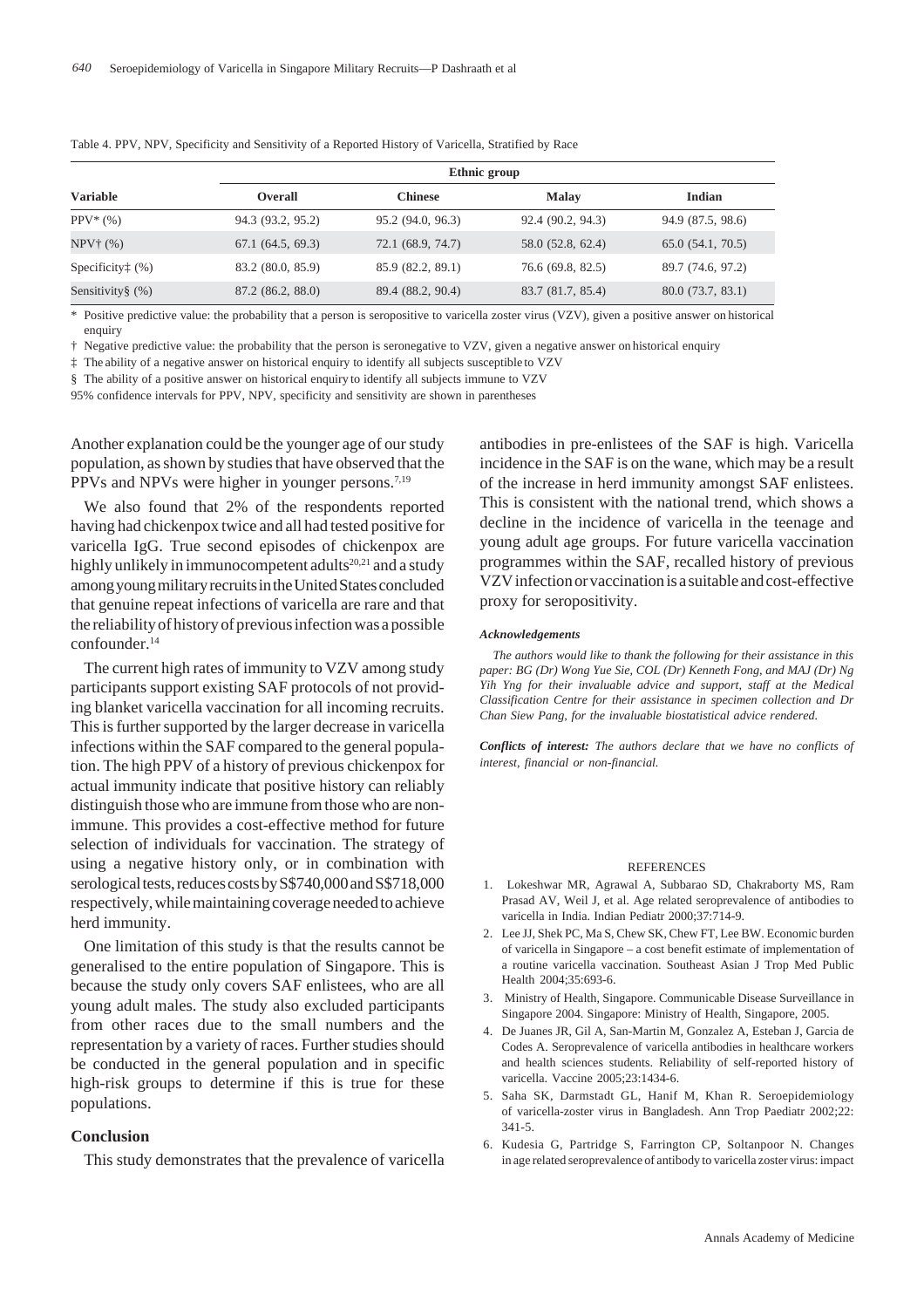Table 4. PPV, NPV, Specificity and Sensitivity of a Reported History of Varicella, Stratified by Race

| Variable | Ethnic group | | | |
|---|---|---|---|---|
| | Overall | Chinese | Malay | Indian |
| PPV* (%) | 94.3 (93.2, 95.2) | 95.2 (94.0, 96.3) | 92.4 (90.2, 94.3) | 94.9 (87.5, 98.6) |
| NPV† (%) | 67.1 (64.5, 69.3) | 72.1 (68.9, 74.7) | 58.0 (52.8, 62.4) | 65.0 (54.1, 70.5) |
| Specificity‡ (%) | 83.2 (80.0, 85.9) | 85.9 (82.2, 89.1) | 76.6 (69.8, 82.5) | 89.7 (74.6, 97.2) |
| Sensitivity§ (%) | 87.2 (86.2, 88.0) | 89.4 (88.2, 90.4) | 83.7 (81.7, 85.4) | 80.0 (73.7, 83.1) |

\* Positive predictive value: the probability that a person is seropositive to varicella zoster virus (VZV), given a positive answer on historical enquiry

† Negative predictive value: the probability that the person is seronegative to VZV, given a negative answer on historical enquiry

‡ The ability of a negative answer on historical enquiry to identify all subjects susceptible to VZV

§ The ability of a positive answer on historical enquiry to identify all subjects immune to VZV

95% confidence intervals for PPV, NPV, specificity and sensitivity are shown in parentheses

Another explanation could be the younger age of our study population, as shown by studies that have observed that the PPVs and NPVs were higher in younger persons.[7,19]

We also found that 2% of the respondents reported having had chickenpox twice and all had tested positive for varicella IgG. True second episodes of chickenpox are highly unlikely in immunocompetent adults[20,21] and a study among young military recruits in the United States concluded that genuine repeat infections of varicella are rare and that the reliability of history of previous infection was a possible confounder.[14]

The current high rates of immunity to VZV among study participants support existing SAF protocols of not providing blanket varicella vaccination for all incoming recruits. This is further supported by the larger decrease in varicella infections within the SAF compared to the general population. The high PPV of a history of previous chickenpox for actual immunity indicate that positive history can reliably distinguish those who are immune from those who are non-immune. This provides a cost-effective method for future selection of individuals for vaccination. The strategy of using a negative history only, or in combination with serological tests, reduces costs by S$740,000 and S$718,000 respectively, while maintaining coverage needed to achieve herd immunity.

One limitation of this study is that the results cannot be generalised to the entire population of Singapore. This is because the study only covers SAF enlistees, who are all young adult males. The study also excluded participants from other races due to the small numbers and the representation by a variety of races. Further studies should be conducted in the general population and in specific high-risk groups to determine if this is true for these populations.

## Conclusion

This study demonstrates that the prevalence of varicella antibodies in pre-enlistees of the SAF is high. Varicella incidence in the SAF is on the wane, which may be a result of the increase in herd immunity amongst SAF enlistees. This is consistent with the national trend, which shows a decline in the incidence of varicella in the teenage and young adult age groups. For future varicella vaccination programmes within the SAF, recalled history of previous VZV infection or vaccination is a suitable and cost-effective proxy for seropositivity.

### *Acknowledgements*

*The authors would like to thank the following for their assistance in this paper: BG (Dr) Wong Yue Sie, COL (Dr) Kenneth Fong, and MAJ (Dr) Ng Yih Yng for their invaluable advice and support, staff at the Medical Classification Centre for their assistance in specimen collection and Dr Chan Siew Pang, for the invaluable biostatistical advice rendered.*

***Conflicts of interest:*** *The authors declare that we have no conflicts of interest, financial or non-financial.*

## REFERENCES

1. Lokeshwar MR, Agrawal A, Subbarao SD, Chakraborty MS, Ram Prasad AV, Weil J, et al. Age related seroprevalence of antibodies to varicella in India. Indian Pediatr 2000;37:714-9.
2. Lee JJ, Shek PC, Ma S, Chew SK, Chew FT, Lee BW. Economic burden of varicella in Singapore – a cost benefit estimate of implementation of a routine varicella vaccination. Southeast Asian J Trop Med Public Health 2004;35:693-6.
3. Ministry of Health, Singapore. Communicable Disease Surveillance in Singapore 2004. Singapore: Ministry of Health, Singapore, 2005.
4. De Juanes JR, Gil A, San-Martin M, Gonzalez A, Esteban J, Garcia de Codes A. Seroprevalence of varicella antibodies in healthcare workers and health sciences students. Reliability of self-reported history of varicella. Vaccine 2005;23:1434-6.
5. Saha SK, Darmstadt GL, Hanif M, Khan R. Seroepidemiology of varicella-zoster virus in Bangladesh. Ann Trop Paediatr 2002;22: 341-5.
6. Kudesia G, Partridge S, Farrington CP, Soltanpoor N. Changes in age related seroprevalence of antibody to varicella zoster virus: impact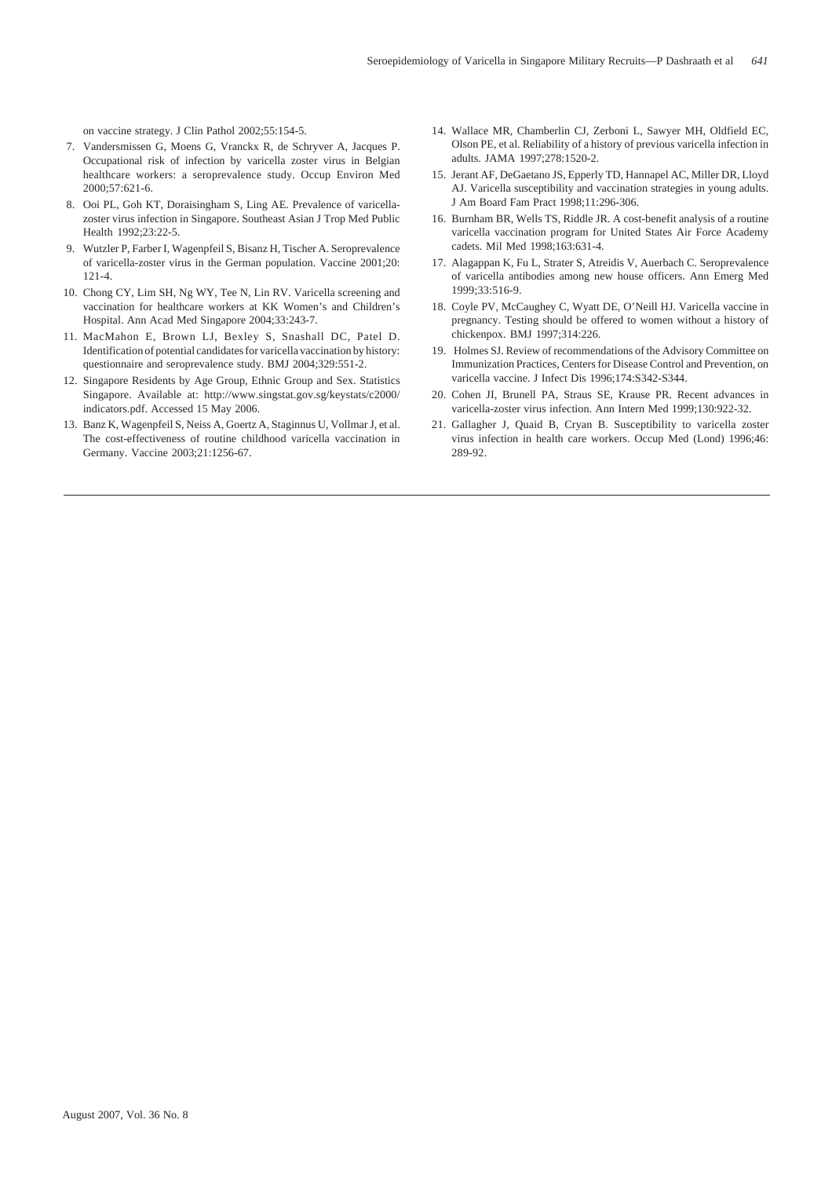on vaccine strategy. J Clin Pathol 2002;55:154-5.

7. Vandersmissen G, Moens G, Vranckx R, de Schryver A, Jacques P. Occupational risk of infection by varicella zoster virus in Belgian healthcare workers: a seroprevalence study. Occup Environ Med 2000;57:621-6.
8. Ooi PL, Goh KT, Doraisingham S, Ling AE. Prevalence of varicella-zoster virus infection in Singapore. Southeast Asian J Trop Med Public Health 1992;23:22-5.
9. Wutzler P, Farber I, Wagenpfeil S, Bisanz H, Tischer A. Seroprevalence of varicella-zoster virus in the German population. Vaccine 2001;20: 121-4.
10. Chong CY, Lim SH, Ng WY, Tee N, Lin RV. Varicella screening and vaccination for healthcare workers at KK Women's and Children's Hospital. Ann Acad Med Singapore 2004;33:243-7.
11. MacMahon E, Brown LJ, Bexley S, Snashall DC, Patel D. Identification of potential candidates for varicella vaccination by history: questionnaire and seroprevalence study. BMJ 2004;329:551-2.
12. Singapore Residents by Age Group, Ethnic Group and Sex. Statistics Singapore. Available at: http://www.singstat.gov.sg/keystats/c2000/indicators.pdf. Accessed 15 May 2006.
13. Banz K, Wagenpfeil S, Neiss A, Goertz A, Staginnus U, Vollmar J, et al. The cost-effectiveness of routine childhood varicella vaccination in Germany. Vaccine 2003;21:1256-67.
14. Wallace MR, Chamberlin CJ, Zerboni L, Sawyer MH, Oldfield EC, Olson PE, et al. Reliability of a history of previous varicella infection in adults. JAMA 1997;278:1520-2.
15. Jerant AF, DeGaetano JS, Epperly TD, Hannapel AC, Miller DR, Lloyd AJ. Varicella susceptibility and vaccination strategies in young adults. J Am Board Fam Pract 1998;11:296-306.
16. Burnham BR, Wells TS, Riddle JR. A cost-benefit analysis of a routine varicella vaccination program for United States Air Force Academy cadets. Mil Med 1998;163:631-4.
17. Alagappan K, Fu L, Strater S, Atreidis V, Auerbach C. Seroprevalence of varicella antibodies among new house officers. Ann Emerg Med 1999;33:516-9.
18. Coyle PV, McCaughey C, Wyatt DE, O'Neill HJ. Varicella vaccine in pregnancy. Testing should be offered to women without a history of chickenpox. BMJ 1997;314:226.
19. Holmes SJ. Review of recommendations of the Advisory Committee on Immunization Practices, Centers for Disease Control and Prevention, on varicella vaccine. J Infect Dis 1996;174:S342-S344.
20. Cohen JI, Brunell PA, Straus SE, Krause PR. Recent advances in varicella-zoster virus infection. Ann Intern Med 1999;130:922-32.
21. Gallagher J, Quaid B, Cryan B. Susceptibility to varicella zoster virus infection in health care workers. Occup Med (Lond) 1996;46: 289-92.